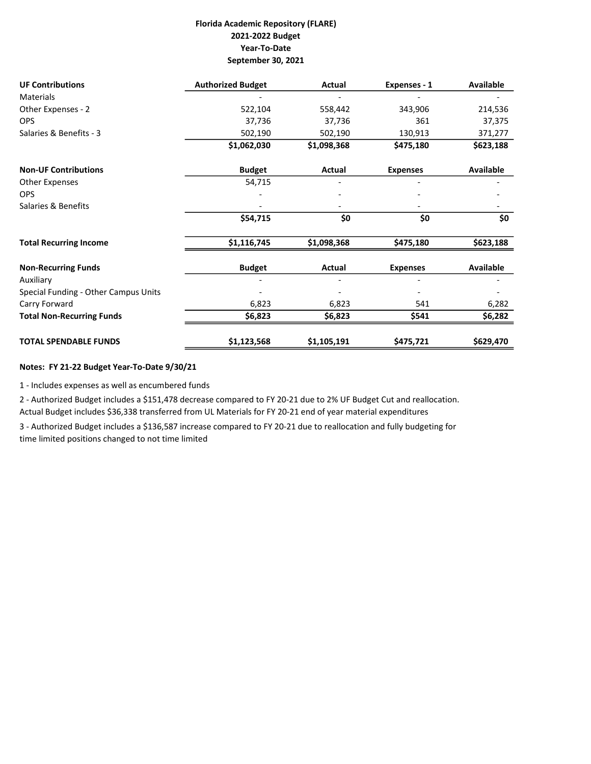**Florida Academic Repository (FLARE)**
**2021-2022 Budget**
**Year-To-Date**
**September 30, 2021**

| **UF Contributions** | **Authorized Budget** | **Actual** | **Expenses - 1** | **Available** |
|---|---|---|---|---|
| Materials | - | - | - | - |
| Other Expenses - 2 | 522,104 | 558,442 | 343,906 | 214,536 |
| OPS | 37,736 | 37,736 | 361 | 37,375 |
| Salaries & Benefits - 3 | 502,190 | 502,190 | 130,913 | 371,277 |
| | **$1,062,030** | **$1,098,368** | **$475,180** | **$623,188** |
| **Non-UF Contributions** | **Budget** | **Actual** | **Expenses** | **Available** |
| Other Expenses | 54,715 | - | - | - |
| OPS | - | - | - | - |
| Salaries & Benefits | - | - | - | - |
| | **$54,715** | **$0** | **$0** | **$0** |
| **Total Recurring Income** | **$1,116,745** | **$1,098,368** | **$475,180** | **$623,188** |
| **Non-Recurring Funds** | **Budget** | **Actual** | **Expenses** | **Available** |
| Auxiliary | - | - | - | - |
| Special Funding - Other Campus Units | - | - | - | - |
| Carry Forward | 6,823 | 6,823 | 541 | 6,282 |
| **Total Non-Recurring Funds** | **$6,823** | **$6,823** | **$541** | **$6,282** |
| **TOTAL SPENDABLE FUNDS** | **$1,123,568** | **$1,105,191** | **$475,721** | **$629,470** |

**Notes: FY 21-22 Budget Year-To-Date 9/30/21**

1 - Includes expenses as well as encumbered funds

2 - Authorized Budget includes a $151,478 decrease compared to FY 20-21 due to 2% UF Budget Cut and reallocation. Actual Budget includes $36,338 transferred from UL Materials for FY 20-21 end of year material expenditures

3 - Authorized Budget includes a $136,587 increase compared to FY 20-21 due to reallocation and fully budgeting for time limited positions changed to not time limited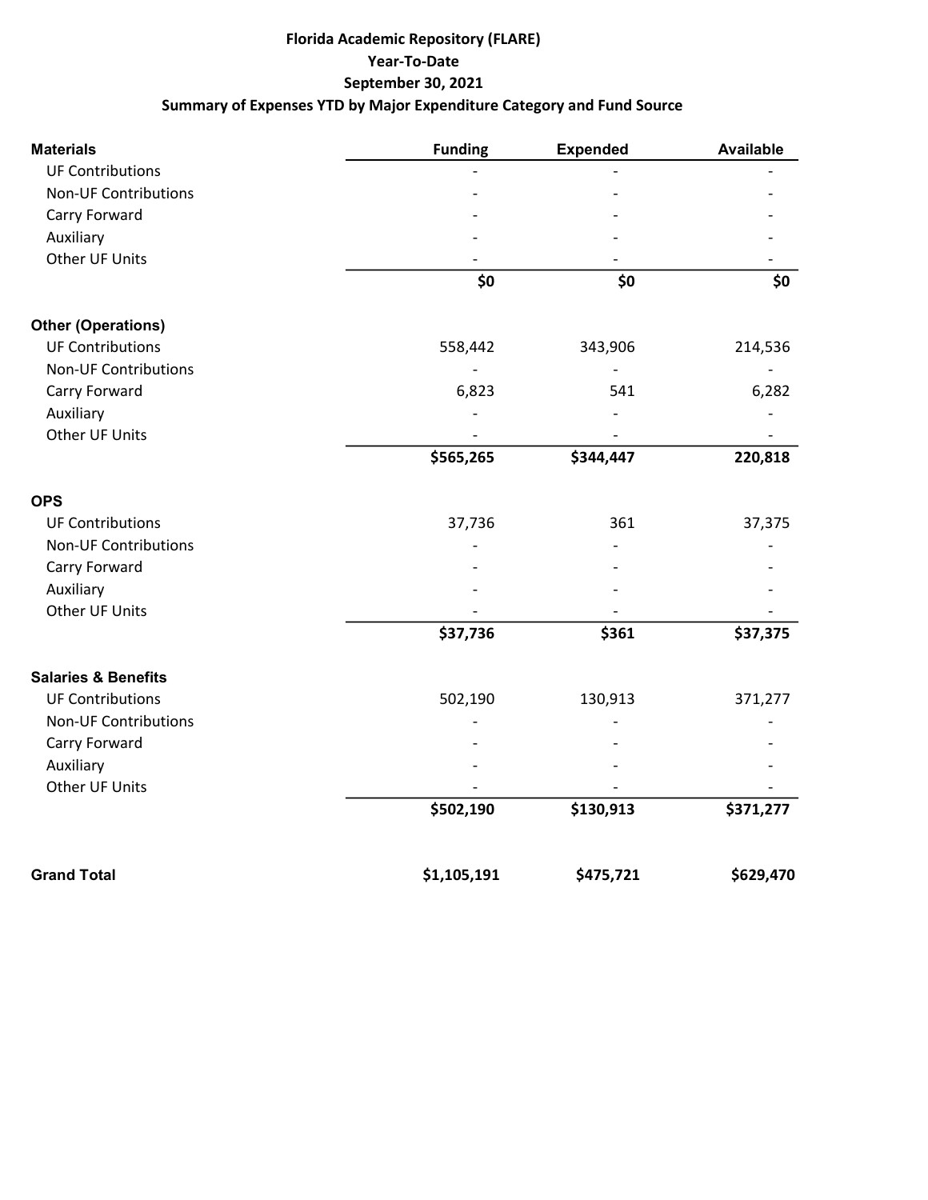**Florida Academic Repository (FLARE)**
**Year-To-Date**
**September 30, 2021**
**Summary of Expenses YTD by Major Expenditure Category and Fund Source**

| | Funding | Expended | Available |
|---|---|---|---|
| **Materials** | | | |
| UF Contributions | - | - | - |
| Non-UF Contributions | - | - | - |
| Carry Forward | - | - | - |
| Auxiliary | - | - | - |
| Other UF Units | - | - | - |
| | **$0** | **$0** | **$0** |
| **Other (Operations)** | | | |
| UF Contributions | 558,442 | 343,906 | 214,536 |
| Non-UF Contributions | - | - | - |
| Carry Forward | 6,823 | 541 | 6,282 |
| Auxiliary | - | - | - |
| Other UF Units | - | - | - |
| | **$565,265** | **$344,447** | **220,818** |
| **OPS** | | | |
| UF Contributions | 37,736 | 361 | 37,375 |
| Non-UF Contributions | - | - | - |
| Carry Forward | - | - | - |
| Auxiliary | - | - | - |
| Other UF Units | - | - | - |
| | **$37,736** | **$361** | **$37,375** |
| **Salaries & Benefits** | | | |
| UF Contributions | 502,190 | 130,913 | 371,277 |
| Non-UF Contributions | - | - | - |
| Carry Forward | - | - | - |
| Auxiliary | - | - | - |
| Other UF Units | - | - | - |
| | **$502,190** | **$130,913** | **$371,277** |
| **Grand Total** | **$1,105,191** | **$475,721** | **$629,470** |